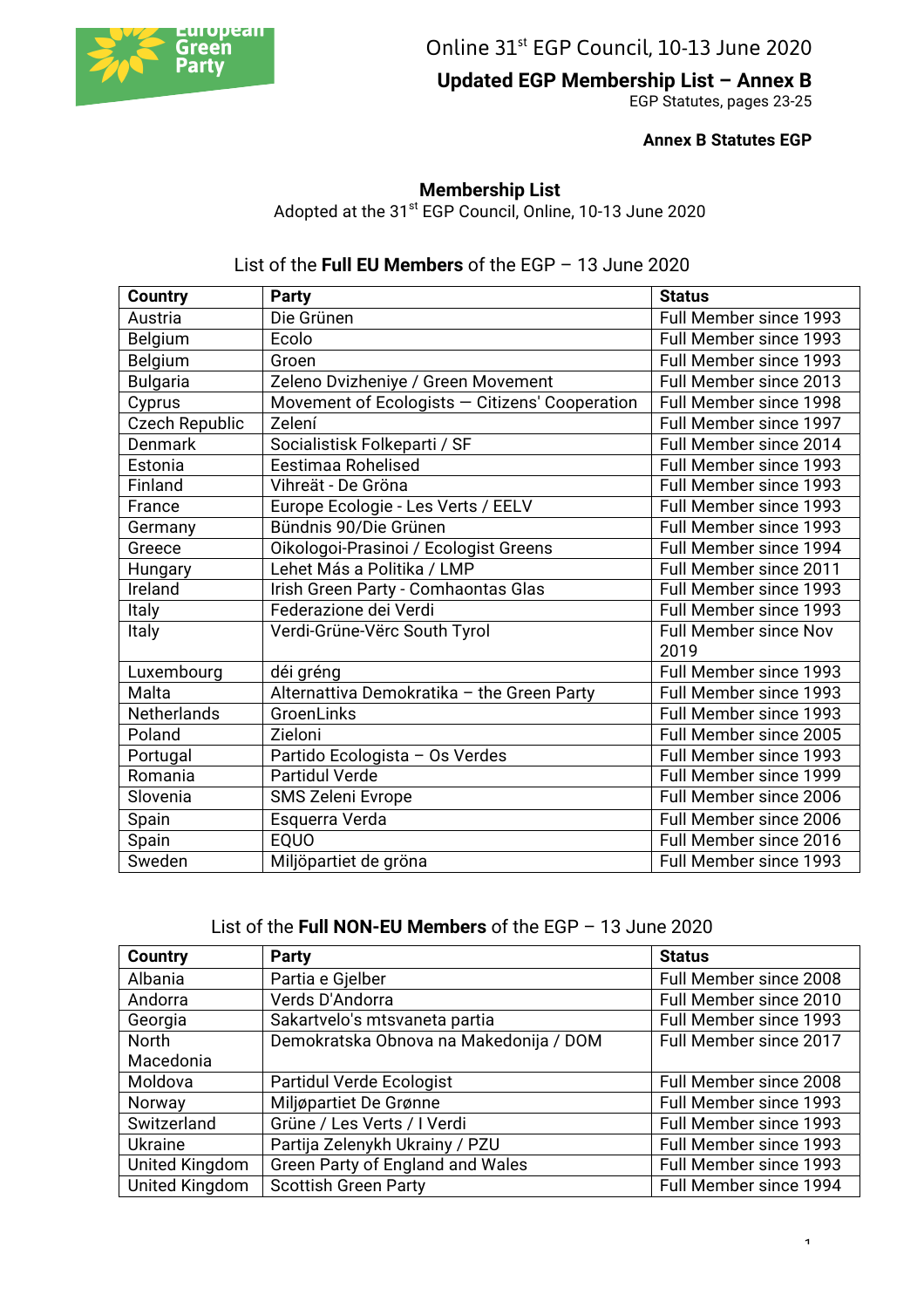Online 31st EGP Council, 10-13 June 2020

# Updated EGP Membership List – Annex B

EGP Statutes, pages 23-25

**Annex B Statutes EGP**

## Membership List

Adopted at the 31st EGP Council, Online, 10-13 June 2020

### List of the **Full EU Members** of the EGP – 13 June 2020

| Country | Party | Status |
|---|---|---|
| Austria | Die Grünen | Full Member since 1993 |
| Belgium | Ecolo | Full Member since 1993 |
| Belgium | Groen | Full Member since 1993 |
| Bulgaria | Zeleno Dvizheniye / Green Movement | Full Member since 2013 |
| Cyprus | Movement of Ecologists — Citizens' Cooperation | Full Member since 1998 |
| Czech Republic | Zelení | Full Member since 1997 |
| Denmark | Socialistisk Folkeparti / SF | Full Member since 2014 |
| Estonia | Eestimaa Rohelised | Full Member since 1993 |
| Finland | Vihreät - De Gröna | Full Member since 1993 |
| France | Europe Ecologie - Les Verts / EELV | Full Member since 1993 |
| Germany | Bündnis 90/Die Grünen | Full Member since 1993 |
| Greece | Oikologoi-Prasinoi / Ecologist Greens | Full Member since 1994 |
| Hungary | Lehet Más a Politika / LMP | Full Member since 2011 |
| Ireland | Irish Green Party - Comhaontas Glas | Full Member since 1993 |
| Italy | Federazione dei Verdi | Full Member since 1993 |
| Italy | Verdi-Grüne-Vërc South Tyrol | Full Member since Nov 2019 |
| Luxembourg | déi gréng | Full Member since 1993 |
| Malta | Alternattiva Demokratika – the Green Party | Full Member since 1993 |
| Netherlands | GroenLinks | Full Member since 1993 |
| Poland | Zieloni | Full Member since 2005 |
| Portugal | Partido Ecologista – Os Verdes | Full Member since 1993 |
| Romania | Partidul Verde | Full Member since 1999 |
| Slovenia | SMS Zeleni Evrope | Full Member since 2006 |
| Spain | Esquerra Verda | Full Member since 2006 |
| Spain | EQUO | Full Member since 2016 |
| Sweden | Miljöpartiet de gröna | Full Member since 1993 |

### List of the **Full NON-EU Members** of the EGP – 13 June 2020

| Country | Party | Status |
|---|---|---|
| Albania | Partia e Gjelber | Full Member since 2008 |
| Andorra | Verds D'Andorra | Full Member since 2010 |
| Georgia | Sakartvelo's mtsvaneta partia | Full Member since 1993 |
| North Macedonia | Demokratska Obnova na Makedonija / DOM | Full Member since 2017 |
| Moldova | Partidul Verde Ecologist | Full Member since 2008 |
| Norway | Miljøpartiet De Grønne | Full Member since 1993 |
| Switzerland | Grüne / Les Verts / I Verdi | Full Member since 1993 |
| Ukraine | Partija Zelenykh Ukrainy / PZU | Full Member since 1993 |
| United Kingdom | Green Party of England and Wales | Full Member since 1993 |
| United Kingdom | Scottish Green Party | Full Member since 1994 |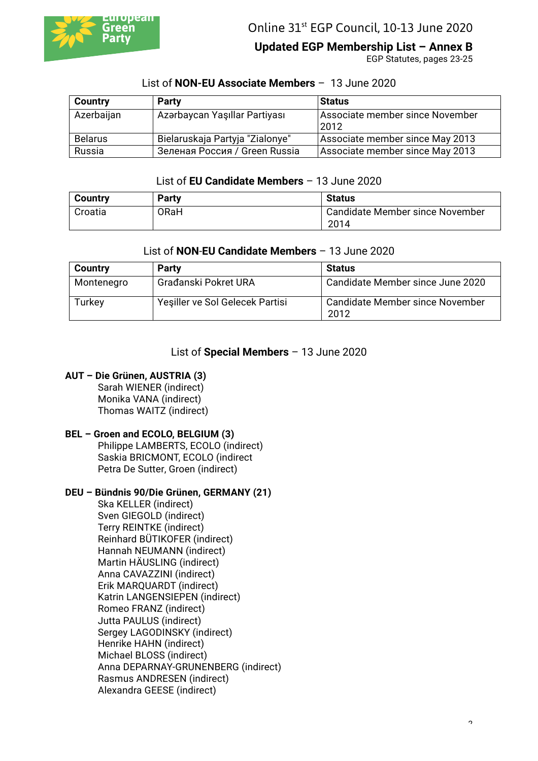Online 31st EGP Council, 10-13 June 2020

**Updated EGP Membership List – Annex B**

EGP Statutes, pages 23-25

List of **NON-EU Associate Members** – 13 June 2020

| Country | Party | Status |
|---|---|---|
| Azerbaijan | Azərbaycan Yaşıllar Partiyası | Associate member since November 2012 |
| Belarus | Bielaruskaja Partyja "Zialonye" | Associate member since May 2013 |
| Russia | Зеленая Россия / Green Russia | Associate member since May 2013 |

List of **EU Candidate Members** – 13 June 2020

| Country | Party | Status |
|---|---|---|
| Croatia | ORaH | Candidate Member since November 2014 |

List of **NON-EU Candidate Members** – 13 June 2020

| Country | Party | Status |
|---|---|---|
| Montenegro | Građanski Pokret URA | Candidate Member since June 2020 |
| Turkey | Yeşiller ve Sol Gelecek Partisi | Candidate Member since November 2012 |

List of **Special Members** – 13 June 2020

**AUT – Die Grünen, AUSTRIA (3)**
- Sarah WIENER (indirect)
- Monika VANA (indirect)
- Thomas WAITZ (indirect)

**BEL – Groen and ECOLO, BELGIUM (3)**
- Philippe LAMBERTS, ECOLO (indirect)
- Saskia BRICMONT, ECOLO (indirect
- Petra De Sutter, Groen (indirect)

**DEU – Bündnis 90/Die Grünen, GERMANY (21)**
- Ska KELLER (indirect)
- Sven GIEGOLD (indirect)
- Terry REINTKE (indirect)
- Reinhard BÜTIKOFER (indirect)
- Hannah NEUMANN (indirect)
- Martin HÄUSLING (indirect)
- Anna CAVAZZINI (indirect)
- Erik MARQUARDT (indirect)
- Katrin LANGENSIEPEN (indirect)
- Romeo FRANZ (indirect)
- Jutta PAULUS (indirect)
- Sergey LAGODINSKY (indirect)
- Henrike HAHN (indirect)
- Michael BLOSS (indirect)
- Anna DEPARNAY-GRUNENBERG (indirect)
- Rasmus ANDRESEN (indirect)
- Alexandra GEESE (indirect)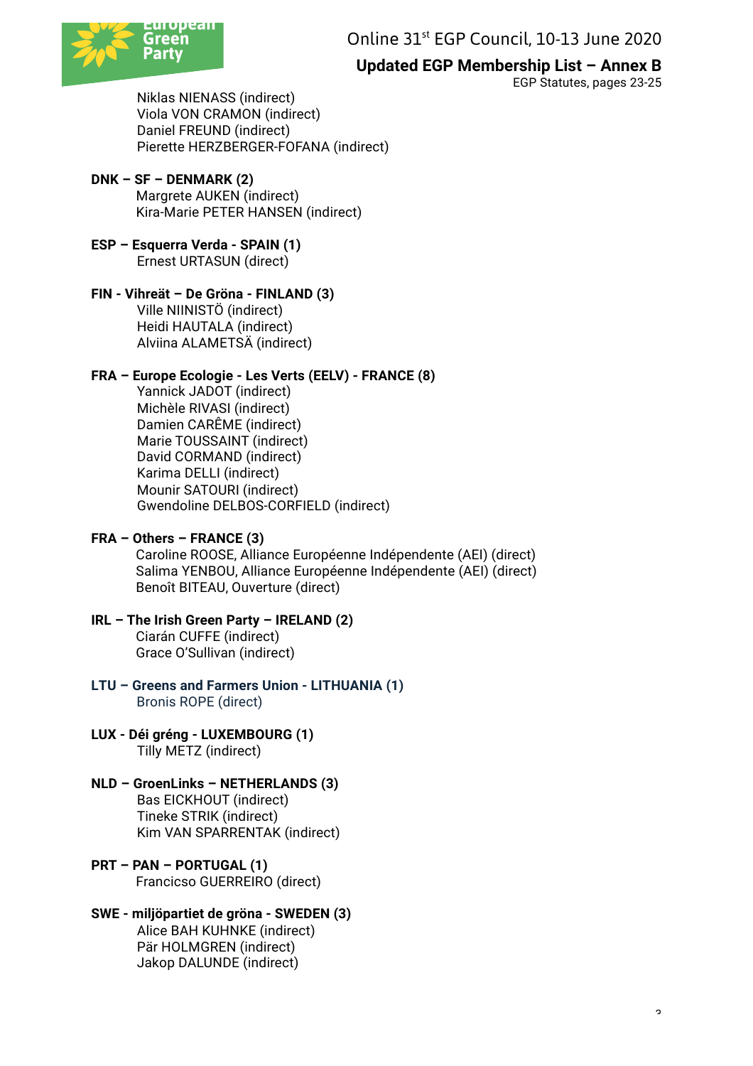Niklas NIENASS (indirect)
Viola VON CRAMON (indirect)
Daniel FREUND (indirect)
Pierette HERZBERGER-FOFANA (indirect)

**DNK – SF – DENMARK (2)**
Margrete AUKEN (indirect)
Kira-Marie PETER HANSEN (indirect)

**ESP – Esquerra Verda - SPAIN (1)**
Ernest URTASUN (direct)

**FIN - Vihreät – De Gröna - FINLAND (3)**
Ville NIINISTÖ (indirect)
Heidi HAUTALA (indirect)
Alviina ALAMETSÄ (indirect)

**FRA – Europe Ecologie - Les Verts (EELV) - FRANCE (8)**
Yannick JADOT (indirect)
Michèle RIVASI (indirect)
Damien CARÊME (indirect)
Marie TOUSSAINT (indirect)
David CORMAND (indirect)
Karima DELLI (indirect)
Mounir SATOURI (indirect)
Gwendoline DELBOS-CORFIELD (indirect)

**FRA – Others – FRANCE (3)**
Caroline ROOSE, Alliance Européenne Indépendente (AEI) (direct)
Salima YENBOU, Alliance Européenne Indépendente (AEI) (direct)
Benoît BITEAU, Ouverture (direct)

**IRL – The Irish Green Party – IRELAND (2)**
Ciarán CUFFE (indirect)
Grace O'Sullivan (indirect)

**LTU – Greens and Farmers Union - LITHUANIA (1)**
Bronis ROPE (direct)

**LUX - Déi gréng - LUXEMBOURG (1)**
Tilly METZ (indirect)

**NLD – GroenLinks – NETHERLANDS (3)**
Bas EICKHOUT (indirect)
Tineke STRIK (indirect)
Kim VAN SPARRENTAK (indirect)

**PRT – PAN – PORTUGAL (1)**
Francicso GUERREIRO (direct)

**SWE - miljöpartiet de gröna - SWEDEN (3)**
Alice BAH KUHNKE (indirect)
Pär HOLMGREN (indirect)
Jakop DALUNDE (indirect)